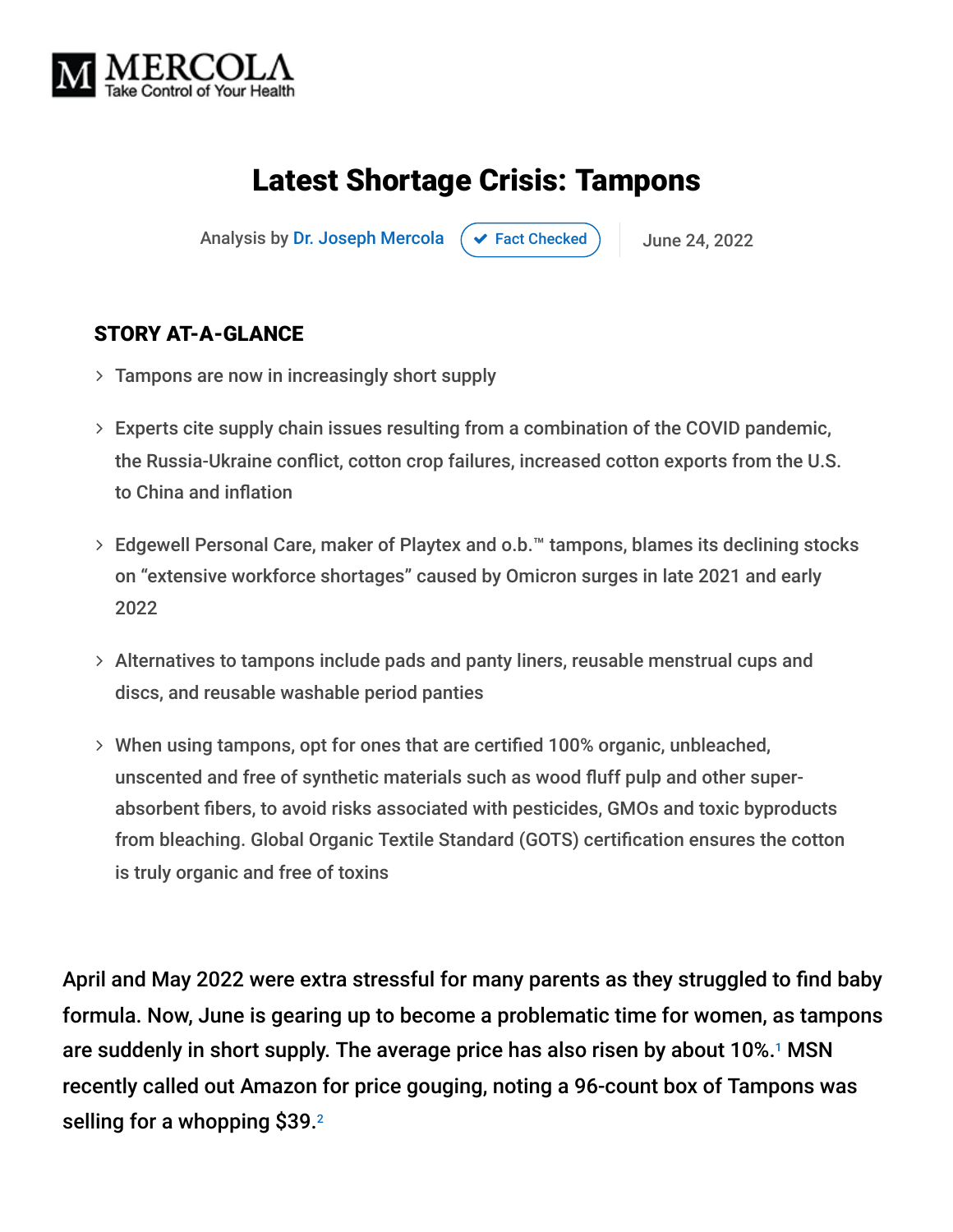MERCOLA
Take Control of Your Health

# Latest Shortage Crisis: Tampons

Analysis by Dr. Joseph Mercola | Fact Checked | June 24, 2022

## STORY AT-A-GLANCE

- Tampons are now in increasingly short supply
- Experts cite supply chain issues resulting from a combination of the COVID pandemic, the Russia-Ukraine conflict, cotton crop failures, increased cotton exports from the U.S. to China and inflation
- Edgewell Personal Care, maker of Playtex and o.b.™ tampons, blames its declining stocks on "extensive workforce shortages" caused by Omicron surges in late 2021 and early 2022
- Alternatives to tampons include pads and panty liners, reusable menstrual cups and discs, and reusable washable period panties
- When using tampons, opt for ones that are certified 100% organic, unbleached, unscented and free of synthetic materials such as wood fluff pulp and other super-absorbent fibers, to avoid risks associated with pesticides, GMOs and toxic byproducts from bleaching. Global Organic Textile Standard (GOTS) certification ensures the cotton is truly organic and free of toxins

April and May 2022 were extra stressful for many parents as they struggled to find baby formula. Now, June is gearing up to become a problematic time for women, as tampons are suddenly in short supply. The average price has also risen by about 10%.[1] MSN recently called out Amazon for price gouging, noting a 96-count box of Tampons was selling for a whopping $39.[2]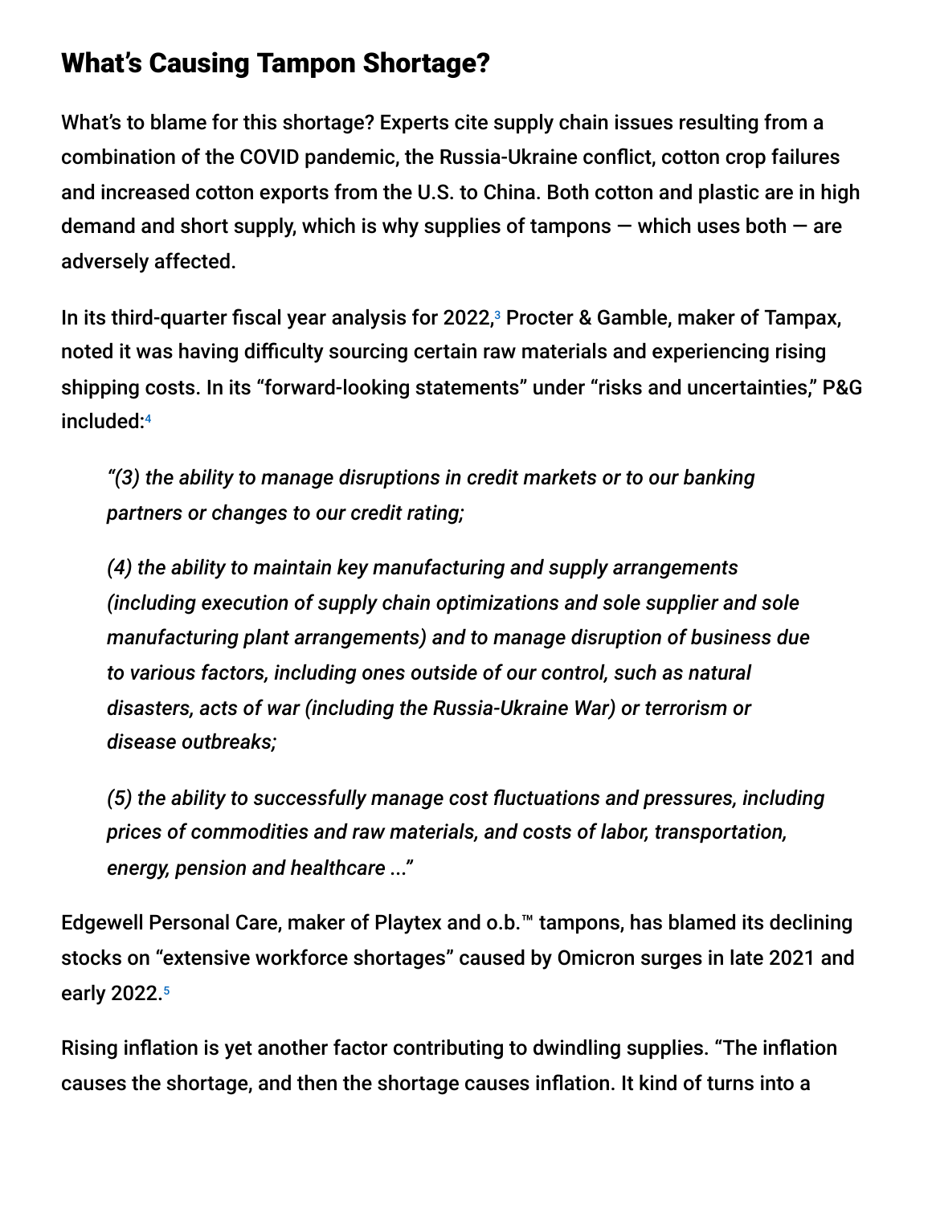## What's Causing Tampon Shortage?

What's to blame for this shortage? Experts cite supply chain issues resulting from a combination of the COVID pandemic, the Russia-Ukraine conflict, cotton crop failures and increased cotton exports from the U.S. to China. Both cotton and plastic are in high demand and short supply, which is why supplies of tampons — which uses both — are adversely affected.

In its third-quarter fiscal year analysis for 2022,[3] Procter & Gamble, maker of Tampax, noted it was having difficulty sourcing certain raw materials and experiencing rising shipping costs. In its "forward-looking statements" under "risks and uncertainties," P&G included:[4]

> *"(3) the ability to manage disruptions in credit markets or to our banking partners or changes to our credit rating;*
>
> *(4) the ability to maintain key manufacturing and supply arrangements (including execution of supply chain optimizations and sole supplier and sole manufacturing plant arrangements) and to manage disruption of business due to various factors, including ones outside of our control, such as natural disasters, acts of war (including the Russia-Ukraine War) or terrorism or disease outbreaks;*
>
> *(5) the ability to successfully manage cost fluctuations and pressures, including prices of commodities and raw materials, and costs of labor, transportation, energy, pension and healthcare ..."*

Edgewell Personal Care, maker of Playtex and o.b.™ tampons, has blamed its declining stocks on "extensive workforce shortages" caused by Omicron surges in late 2021 and early 2022.[5]

Rising inflation is yet another factor contributing to dwindling supplies. "The inflation causes the shortage, and then the shortage causes inflation. It kind of turns into a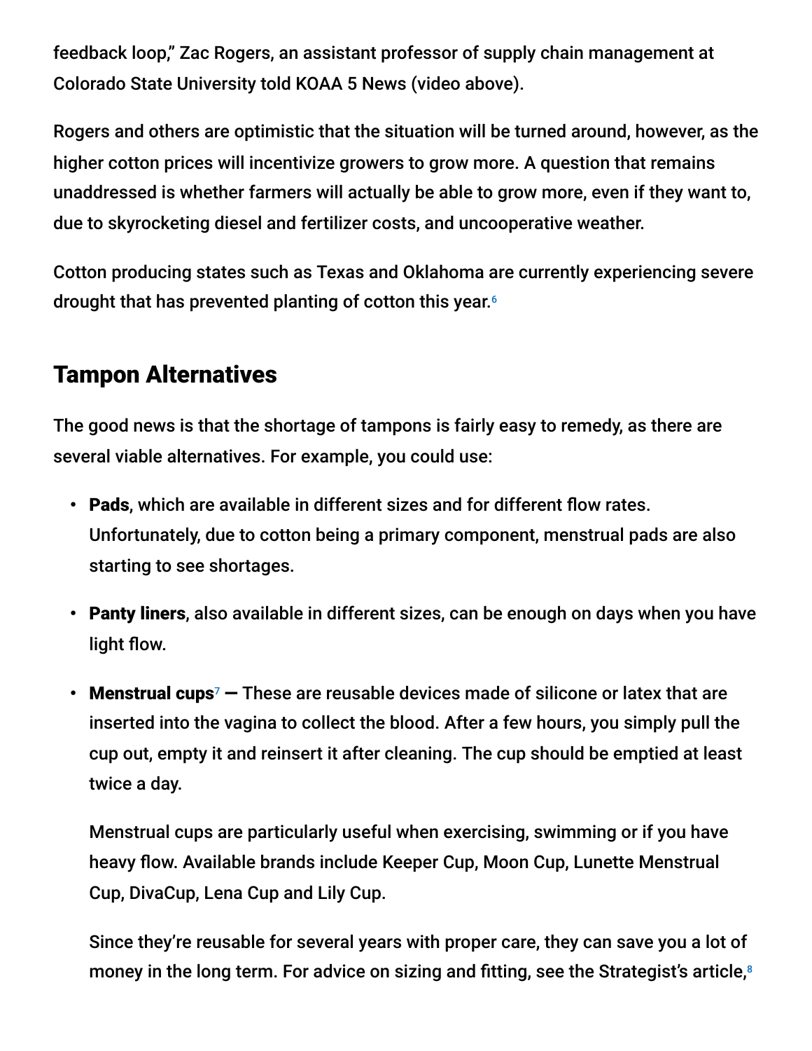feedback loop," Zac Rogers, an assistant professor of supply chain management at Colorado State University told KOAA 5 News (video above).

Rogers and others are optimistic that the situation will be turned around, however, as the higher cotton prices will incentivize growers to grow more. A question that remains unaddressed is whether farmers will actually be able to grow more, even if they want to, due to skyrocketing diesel and fertilizer costs, and uncooperative weather.

Cotton producing states such as Texas and Oklahoma are currently experiencing severe drought that has prevented planting of cotton this year.[6]

## Tampon Alternatives

The good news is that the shortage of tampons is fairly easy to remedy, as there are several viable alternatives. For example, you could use:

- **Pads**, which are available in different sizes and for different flow rates. Unfortunately, due to cotton being a primary component, menstrual pads are also starting to see shortages.
- **Panty liners**, also available in different sizes, can be enough on days when you have light flow.
- **Menstrual cups**[7] **—** These are reusable devices made of silicone or latex that are inserted into the vagina to collect the blood. After a few hours, you simply pull the cup out, empty it and reinsert it after cleaning. The cup should be emptied at least twice a day.

  Menstrual cups are particularly useful when exercising, swimming or if you have heavy flow. Available brands include Keeper Cup, Moon Cup, Lunette Menstrual Cup, DivaCup, Lena Cup and Lily Cup.

  Since they're reusable for several years with proper care, they can save you a lot of money in the long term. For advice on sizing and fitting, see the Strategist's article,[8]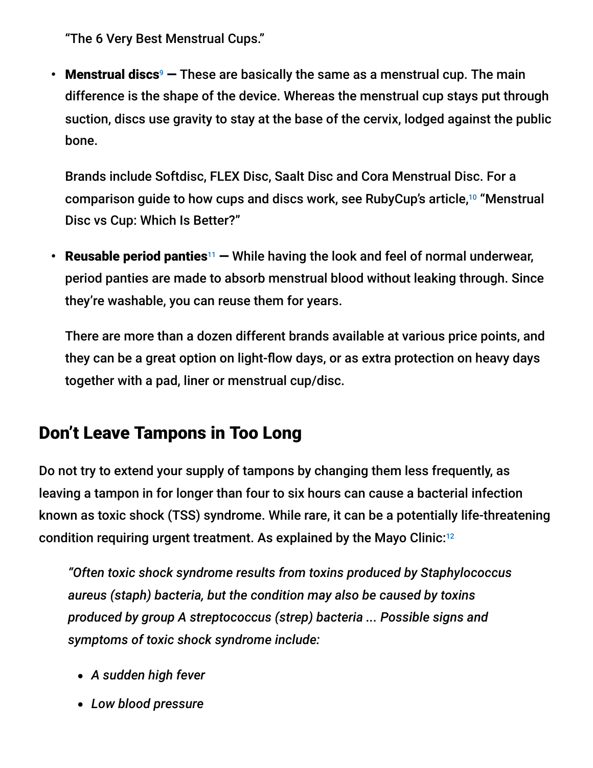"The 6 Very Best Menstrual Cups."

- **Menstrual discs**[9] **—** These are basically the same as a menstrual cup. The main difference is the shape of the device. Whereas the menstrual cup stays put through suction, discs use gravity to stay at the base of the cervix, lodged against the public bone.

  Brands include Softdisc, FLEX Disc, Saalt Disc and Cora Menstrual Disc. For a comparison guide to how cups and discs work, see RubyCup's article,[10] "Menstrual Disc vs Cup: Which Is Better?"

- **Reusable period panties**[11] **—** While having the look and feel of normal underwear, period panties are made to absorb menstrual blood without leaking through. Since they're washable, you can reuse them for years.

  There are more than a dozen different brands available at various price points, and they can be a great option on light-flow days, or as extra protection on heavy days together with a pad, liner or menstrual cup/disc.

## Don't Leave Tampons in Too Long

Do not try to extend your supply of tampons by changing them less frequently, as leaving a tampon in for longer than four to six hours can cause a bacterial infection known as toxic shock (TSS) syndrome. While rare, it can be a potentially life-threatening condition requiring urgent treatment. As explained by the Mayo Clinic:[12]

> *"Often toxic shock syndrome results from toxins produced by Staphylococcus aureus (staph) bacteria, but the condition may also be caused by toxins produced by group A streptococcus (strep) bacteria ... Possible signs and symptoms of toxic shock syndrome include:*
>
> - *A sudden high fever*
> - *Low blood pressure*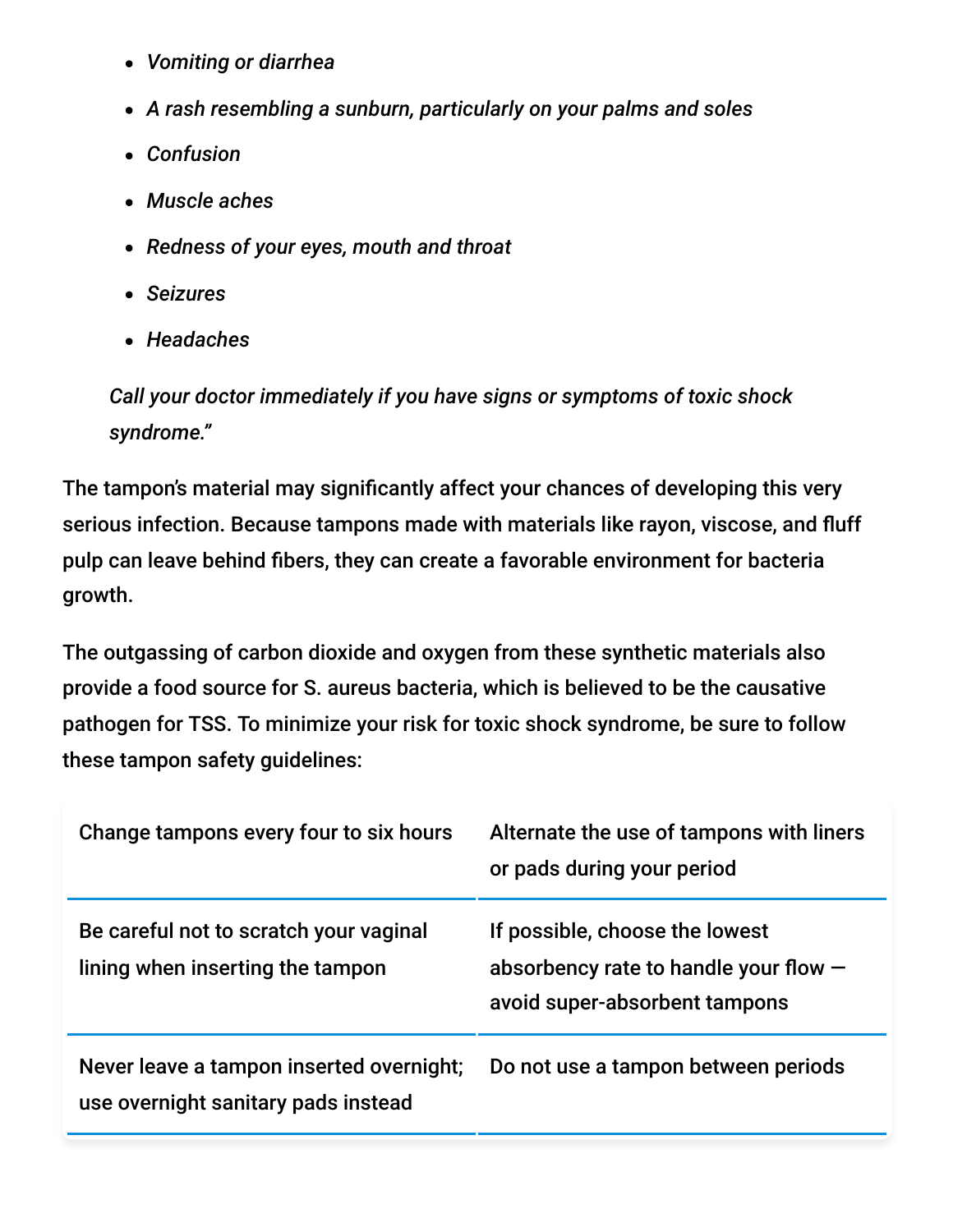- *Vomiting or diarrhea*
- *A rash resembling a sunburn, particularly on your palms and soles*
- *Confusion*
- *Muscle aches*
- *Redness of your eyes, mouth and throat*
- *Seizures*
- *Headaches*

*Call your doctor immediately if you have signs or symptoms of toxic shock syndrome."*

The tampon's material may significantly affect your chances of developing this very serious infection. Because tampons made with materials like rayon, viscose, and fluff pulp can leave behind fibers, they can create a favorable environment for bacteria growth.

The outgassing of carbon dioxide and oxygen from these synthetic materials also provide a food source for S. aureus bacteria, which is believed to be the causative pathogen for TSS. To minimize your risk for toxic shock syndrome, be sure to follow these tampon safety guidelines:

| | |
|---|---|
| Change tampons every four to six hours | Alternate the use of tampons with liners or pads during your period |
| Be careful not to scratch your vaginal lining when inserting the tampon | If possible, choose the lowest absorbency rate to handle your flow — avoid super-absorbent tampons |
| Never leave a tampon inserted overnight; use overnight sanitary pads instead | Do not use a tampon between periods |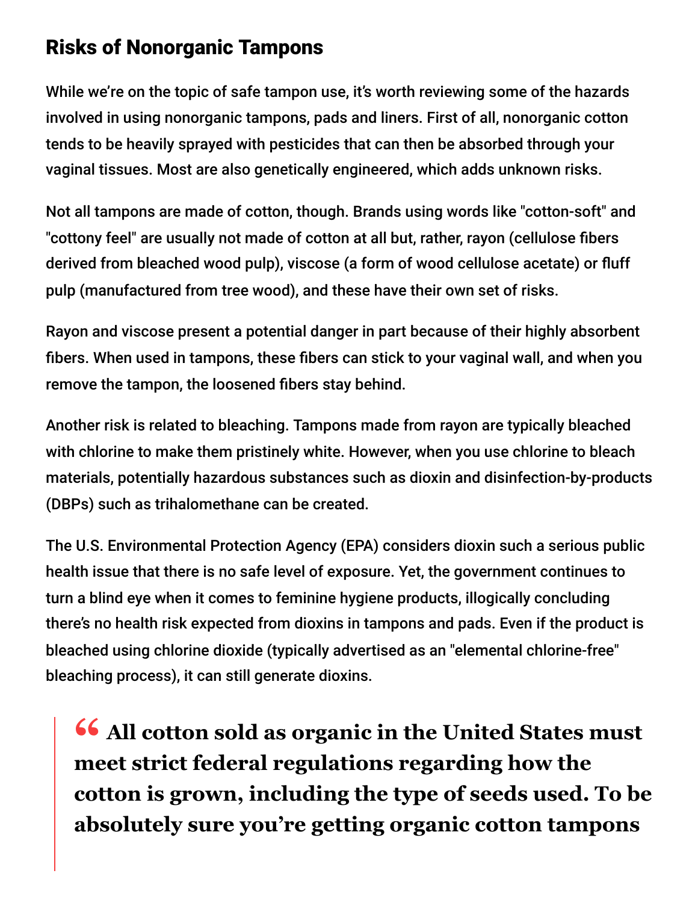## Risks of Nonorganic Tampons

While we're on the topic of safe tampon use, it's worth reviewing some of the hazards involved in using nonorganic tampons, pads and liners. First of all, nonorganic cotton tends to be heavily sprayed with pesticides that can then be absorbed through your vaginal tissues. Most are also genetically engineered, which adds unknown risks.

Not all tampons are made of cotton, though. Brands using words like "cotton-soft" and "cottony feel" are usually not made of cotton at all but, rather, rayon (cellulose fibers derived from bleached wood pulp), viscose (a form of wood cellulose acetate) or fluff pulp (manufactured from tree wood), and these have their own set of risks.

Rayon and viscose present a potential danger in part because of their highly absorbent fibers. When used in tampons, these fibers can stick to your vaginal wall, and when you remove the tampon, the loosened fibers stay behind.

Another risk is related to bleaching. Tampons made from rayon are typically bleached with chlorine to make them pristinely white. However, when you use chlorine to bleach materials, potentially hazardous substances such as dioxin and disinfection-by-products (DBPs) such as trihalomethane can be created.

The U.S. Environmental Protection Agency (EPA) considers dioxin such a serious public health issue that there is no safe level of exposure. Yet, the government continues to turn a blind eye when it comes to feminine hygiene products, illogically concluding there's no health risk expected from dioxins in tampons and pads. Even if the product is bleached using chlorine dioxide (typically advertised as an "elemental chlorine-free" bleaching process), it can still generate dioxins.

> **" All cotton sold as organic in the United States must meet strict federal regulations regarding how the cotton is grown, including the type of seeds used. To be absolutely sure you're getting organic cotton tampons**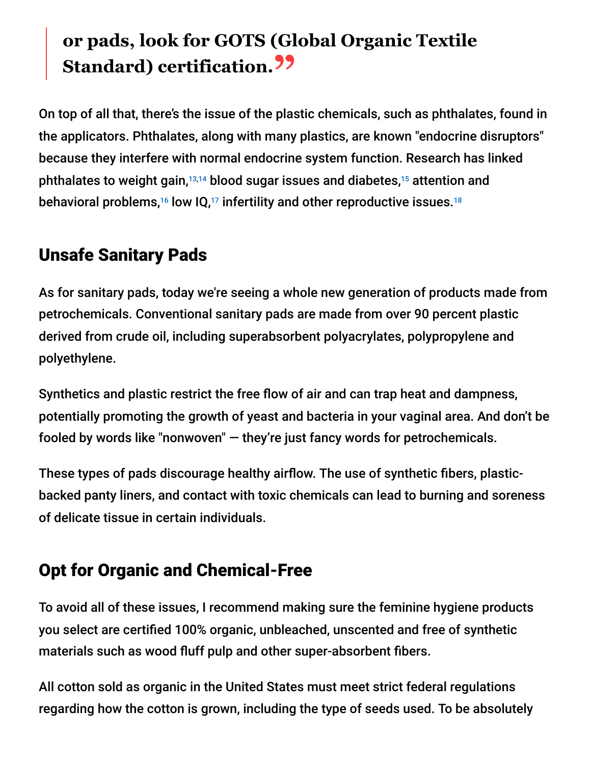> **or pads, look for GOTS (Global Organic Textile Standard) certification.**"

On top of all that, there's the issue of the plastic chemicals, such as phthalates, found in the applicators. Phthalates, along with many plastics, are known "endocrine disruptors" because they interfere with normal endocrine system function. Research has linked phthalates to weight gain,[13,14] blood sugar issues and diabetes,[15] attention and behavioral problems,[16] low IQ,[17] infertility and other reproductive issues.[18]

## Unsafe Sanitary Pads

As for sanitary pads, today we're seeing a whole new generation of products made from petrochemicals. Conventional sanitary pads are made from over 90 percent plastic derived from crude oil, including superabsorbent polyacrylates, polypropylene and polyethylene.

Synthetics and plastic restrict the free flow of air and can trap heat and dampness, potentially promoting the growth of yeast and bacteria in your vaginal area. And don't be fooled by words like "nonwoven" — they're just fancy words for petrochemicals.

These types of pads discourage healthy airflow. The use of synthetic fibers, plastic-backed panty liners, and contact with toxic chemicals can lead to burning and soreness of delicate tissue in certain individuals.

## Opt for Organic and Chemical-Free

To avoid all of these issues, I recommend making sure the feminine hygiene products you select are certified 100% organic, unbleached, unscented and free of synthetic materials such as wood fluff pulp and other super-absorbent fibers.

All cotton sold as organic in the United States must meet strict federal regulations regarding how the cotton is grown, including the type of seeds used. To be absolutely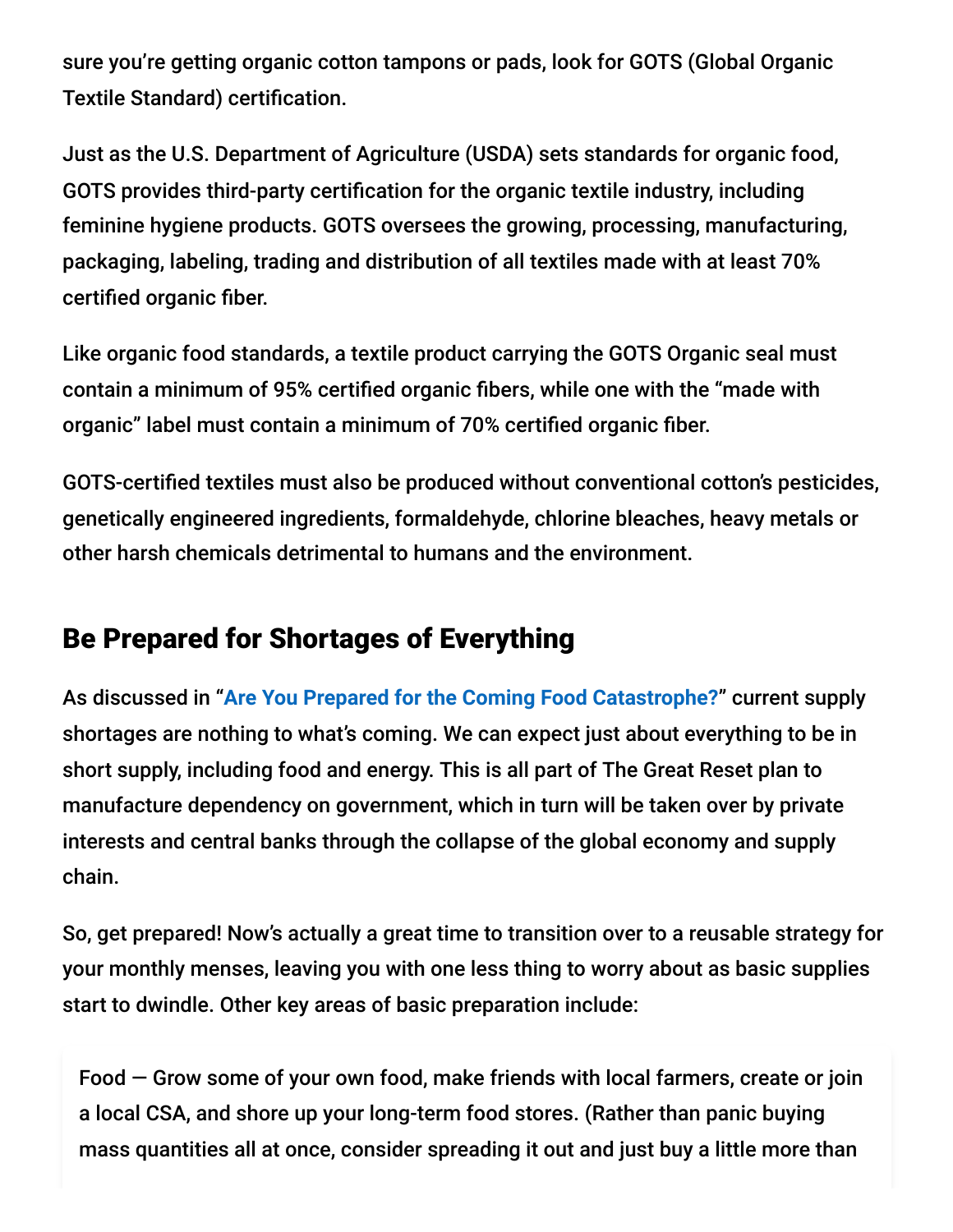sure you're getting organic cotton tampons or pads, look for GOTS (Global Organic Textile Standard) certification.

Just as the U.S. Department of Agriculture (USDA) sets standards for organic food, GOTS provides third-party certification for the organic textile industry, including feminine hygiene products. GOTS oversees the growing, processing, manufacturing, packaging, labeling, trading and distribution of all textiles made with at least 70% certified organic fiber.

Like organic food standards, a textile product carrying the GOTS Organic seal must contain a minimum of 95% certified organic fibers, while one with the "made with organic" label must contain a minimum of 70% certified organic fiber.

GOTS-certified textiles must also be produced without conventional cotton's pesticides, genetically engineered ingredients, formaldehyde, chlorine bleaches, heavy metals or other harsh chemicals detrimental to humans and the environment.

## Be Prepared for Shortages of Everything

As discussed in "Are You Prepared for the Coming Food Catastrophe?" current supply shortages are nothing to what's coming. We can expect just about everything to be in short supply, including food and energy. This is all part of The Great Reset plan to manufacture dependency on government, which in turn will be taken over by private interests and central banks through the collapse of the global economy and supply chain.

So, get prepared! Now's actually a great time to transition over to a reusable strategy for your monthly menses, leaving you with one less thing to worry about as basic supplies start to dwindle. Other key areas of basic preparation include:

> Food — Grow some of your own food, make friends with local farmers, create or join a local CSA, and shore up your long-term food stores. (Rather than panic buying mass quantities all at once, consider spreading it out and just buy a little more than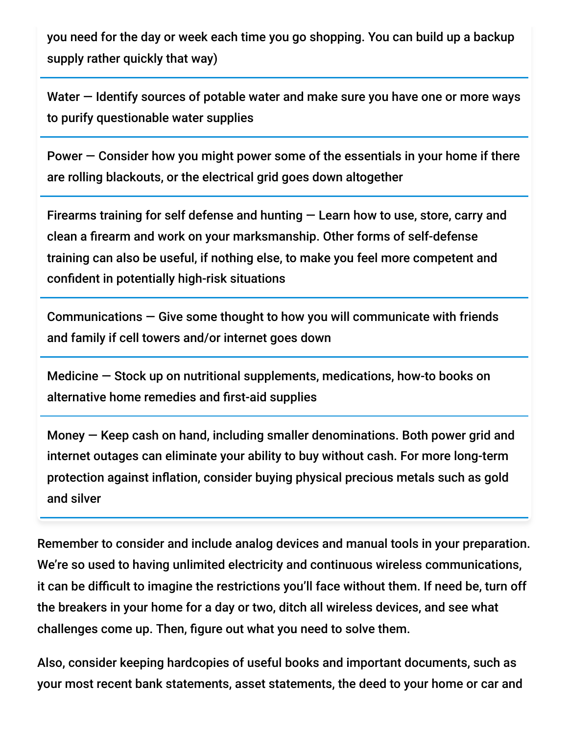you need for the day or week each time you go shopping. You can build up a backup supply rather quickly that way)

| |
|---|
| Water — Identify sources of potable water and make sure you have one or more ways to purify questionable water supplies |
| Power — Consider how you might power some of the essentials in your home if there are rolling blackouts, or the electrical grid goes down altogether |
| Firearms training for self defense and hunting — Learn how to use, store, carry and clean a firearm and work on your marksmanship. Other forms of self-defense training can also be useful, if nothing else, to make you feel more competent and confident in potentially high-risk situations |
| Communications — Give some thought to how you will communicate with friends and family if cell towers and/or internet goes down |
| Medicine — Stock up on nutritional supplements, medications, how-to books on alternative home remedies and first-aid supplies |
| Money — Keep cash on hand, including smaller denominations. Both power grid and internet outages can eliminate your ability to buy without cash. For more long-term protection against inflation, consider buying physical precious metals such as gold and silver |

Remember to consider and include analog devices and manual tools in your preparation. We're so used to having unlimited electricity and continuous wireless communications, it can be difficult to imagine the restrictions you'll face without them. If need be, turn off the breakers in your home for a day or two, ditch all wireless devices, and see what challenges come up. Then, figure out what you need to solve them.

Also, consider keeping hardcopies of useful books and important documents, such as your most recent bank statements, asset statements, the deed to your home or car and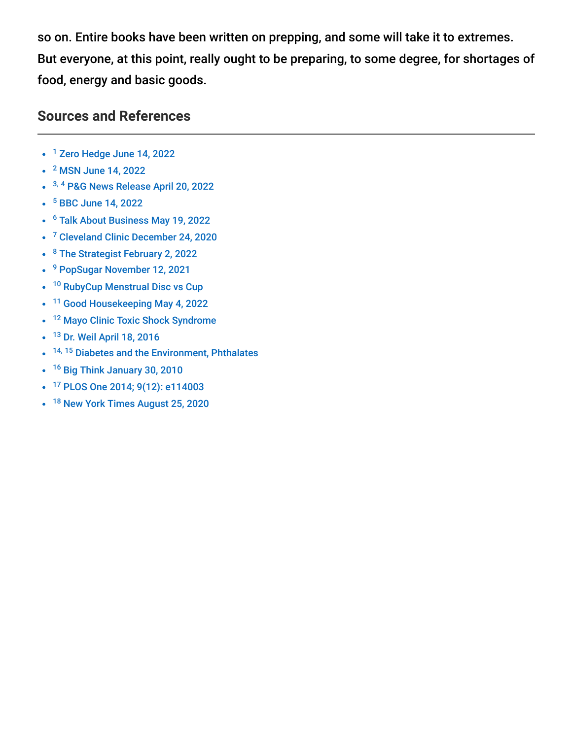so on. Entire books have been written on prepping, and some will take it to extremes. But everyone, at this point, really ought to be preparing, to some degree, for shortages of food, energy and basic goods.

## Sources and References

- [1] Zero Hedge June 14, 2022
- [2] MSN June 14, 2022
- [3, 4] P&G News Release April 20, 2022
- [5] BBC June 14, 2022
- [6] Talk About Business May 19, 2022
- [7] Cleveland Clinic December 24, 2020
- [8] The Strategist February 2, 2022
- [9] PopSugar November 12, 2021
- [10] RubyCup Menstrual Disc vs Cup
- [11] Good Housekeeping May 4, 2022
- [12] Mayo Clinic Toxic Shock Syndrome
- [13] Dr. Weil April 18, 2016
- [14, 15] Diabetes and the Environment, Phthalates
- [16] Big Think January 30, 2010
- [17] PLOS One 2014; 9(12): e114003
- [18] New York Times August 25, 2020